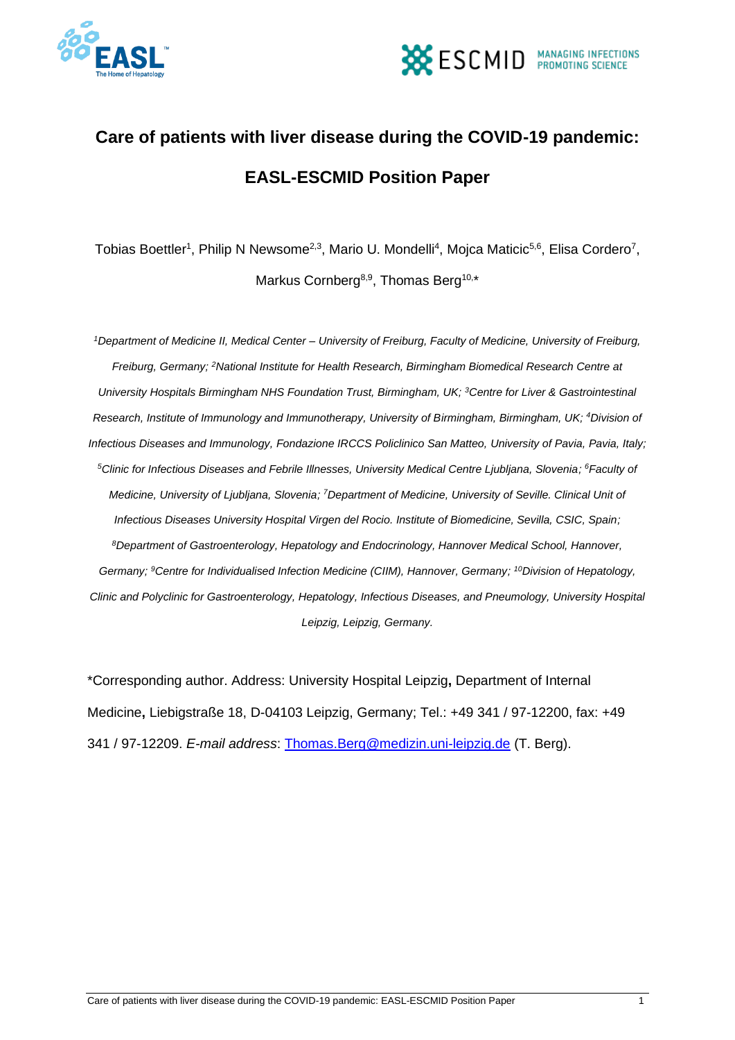# Care of patients with liver disease during the COVID-19 pandemic: EASL-ESCMID Position Paper

Tobias Boettler[1], Philip N Newsome[2,3], Mario U. Mondelli[4], Mojca Maticic[5,6], Elisa Cordero[7], Markus Cornberg[8,9], Thomas Berg[10,*]

*[1]Department of Medicine II, Medical Center – University of Freiburg, Faculty of Medicine, University of Freiburg, Freiburg, Germany; [2]National Institute for Health Research, Birmingham Biomedical Research Centre at University Hospitals Birmingham NHS Foundation Trust, Birmingham, UK; [3]Centre for Liver & Gastrointestinal Research, Institute of Immunology and Immunotherapy, University of Birmingham, Birmingham, UK; [4]Division of Infectious Diseases and Immunology, Fondazione IRCCS Policlinico San Matteo, University of Pavia, Pavia, Italy; [5]Clinic for Infectious Diseases and Febrile Illnesses, University Medical Centre Ljubljana, Slovenia; [6]Faculty of Medicine, University of Ljubljana, Slovenia; [7]Department of Medicine, University of Seville. Clinical Unit of Infectious Diseases University Hospital Virgen del Rocio. Institute of Biomedicine, Sevilla, CSIC, Spain; [8]Department of Gastroenterology, Hepatology and Endocrinology, Hannover Medical School, Hannover, Germany; [9]Centre for Individualised Infection Medicine (CIIM), Hannover, Germany; [10]Division of Hepatology, Clinic and Polyclinic for Gastroenterology, Hepatology, Infectious Diseases, and Pneumology, University Hospital Leipzig, Leipzig, Germany.*

*Corresponding author. Address: University Hospital Leipzig**,** Department of Internal Medicine**,** Liebigstraße 18, D-04103 Leipzig, Germany; Tel.: +49 341 / 97-12200, fax: +49 341 / 97-12209. *E-mail address*: Thomas.Berg@medizin.uni-leipzig.de (T. Berg).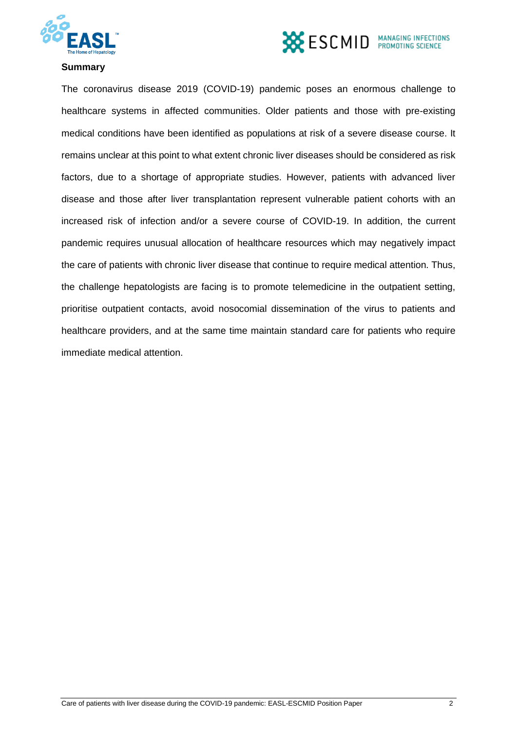## Summary

The coronavirus disease 2019 (COVID-19) pandemic poses an enormous challenge to healthcare systems in affected communities. Older patients and those with pre-existing medical conditions have been identified as populations at risk of a severe disease course. It remains unclear at this point to what extent chronic liver diseases should be considered as risk factors, due to a shortage of appropriate studies. However, patients with advanced liver disease and those after liver transplantation represent vulnerable patient cohorts with an increased risk of infection and/or a severe course of COVID-19. In addition, the current pandemic requires unusual allocation of healthcare resources which may negatively impact the care of patients with chronic liver disease that continue to require medical attention. Thus, the challenge hepatologists are facing is to promote telemedicine in the outpatient setting, prioritise outpatient contacts, avoid nosocomial dissemination of the virus to patients and healthcare providers, and at the same time maintain standard care for patients who require immediate medical attention.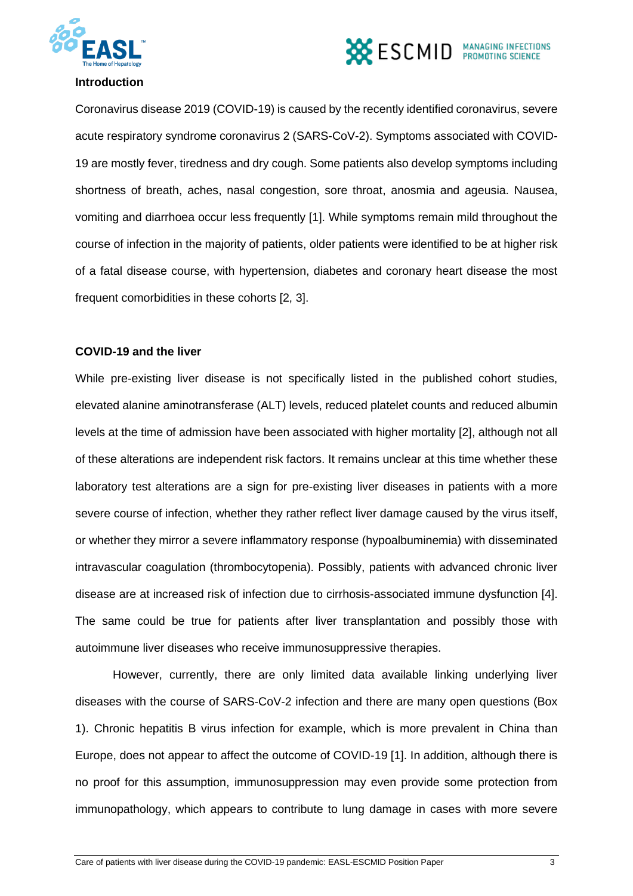## Introduction

Coronavirus disease 2019 (COVID-19) is caused by the recently identified coronavirus, severe acute respiratory syndrome coronavirus 2 (SARS-CoV-2). Symptoms associated with COVID-19 are mostly fever, tiredness and dry cough. Some patients also develop symptoms including shortness of breath, aches, nasal congestion, sore throat, anosmia and ageusia. Nausea, vomiting and diarrhoea occur less frequently [1]. While symptoms remain mild throughout the course of infection in the majority of patients, older patients were identified to be at higher risk of a fatal disease course, with hypertension, diabetes and coronary heart disease the most frequent comorbidities in these cohorts [2, 3].

## COVID-19 and the liver

While pre-existing liver disease is not specifically listed in the published cohort studies, elevated alanine aminotransferase (ALT) levels, reduced platelet counts and reduced albumin levels at the time of admission have been associated with higher mortality [2], although not all of these alterations are independent risk factors. It remains unclear at this time whether these laboratory test alterations are a sign for pre-existing liver diseases in patients with a more severe course of infection, whether they rather reflect liver damage caused by the virus itself, or whether they mirror a severe inflammatory response (hypoalbuminemia) with disseminated intravascular coagulation (thrombocytopenia). Possibly, patients with advanced chronic liver disease are at increased risk of infection due to cirrhosis-associated immune dysfunction [4]. The same could be true for patients after liver transplantation and possibly those with autoimmune liver diseases who receive immunosuppressive therapies.

However, currently, there are only limited data available linking underlying liver diseases with the course of SARS-CoV-2 infection and there are many open questions (Box 1). Chronic hepatitis B virus infection for example, which is more prevalent in China than Europe, does not appear to affect the outcome of COVID-19 [1]. In addition, although there is no proof for this assumption, immunosuppression may even provide some protection from immunopathology, which appears to contribute to lung damage in cases with more severe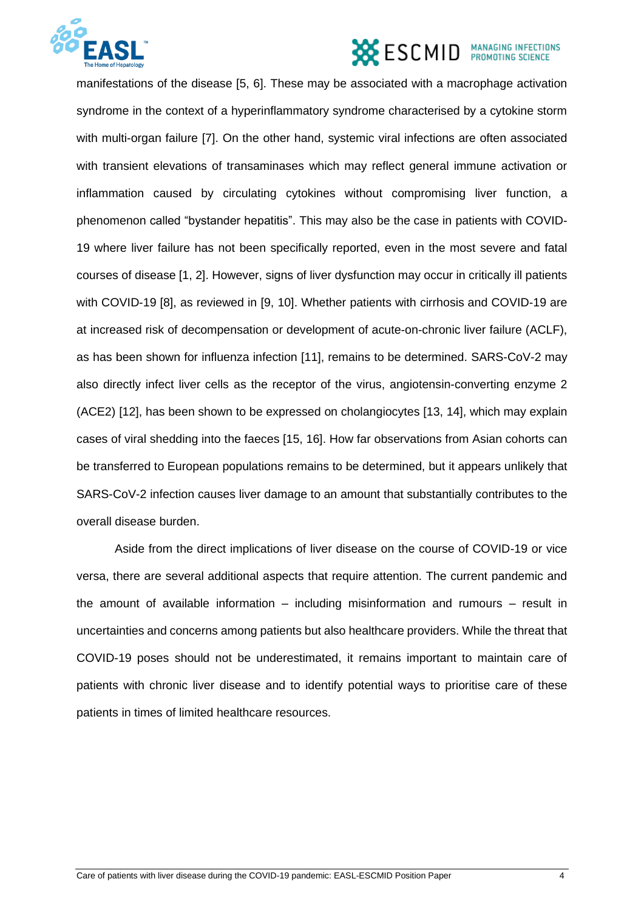manifestations of the disease [5, 6]. These may be associated with a macrophage activation syndrome in the context of a hyperinflammatory syndrome characterised by a cytokine storm with multi-organ failure [7]. On the other hand, systemic viral infections are often associated with transient elevations of transaminases which may reflect general immune activation or inflammation caused by circulating cytokines without compromising liver function, a phenomenon called "bystander hepatitis". This may also be the case in patients with COVID-19 where liver failure has not been specifically reported, even in the most severe and fatal courses of disease [1, 2]. However, signs of liver dysfunction may occur in critically ill patients with COVID-19 [8], as reviewed in [9, 10]. Whether patients with cirrhosis and COVID-19 are at increased risk of decompensation or development of acute-on-chronic liver failure (ACLF), as has been shown for influenza infection [11], remains to be determined. SARS-CoV-2 may also directly infect liver cells as the receptor of the virus, angiotensin-converting enzyme 2 (ACE2) [12], has been shown to be expressed on cholangiocytes [13, 14], which may explain cases of viral shedding into the faeces [15, 16]. How far observations from Asian cohorts can be transferred to European populations remains to be determined, but it appears unlikely that SARS-CoV-2 infection causes liver damage to an amount that substantially contributes to the overall disease burden.

Aside from the direct implications of liver disease on the course of COVID-19 or vice versa, there are several additional aspects that require attention. The current pandemic and the amount of available information – including misinformation and rumours – result in uncertainties and concerns among patients but also healthcare providers. While the threat that COVID-19 poses should not be underestimated, it remains important to maintain care of patients with chronic liver disease and to identify potential ways to prioritise care of these patients in times of limited healthcare resources.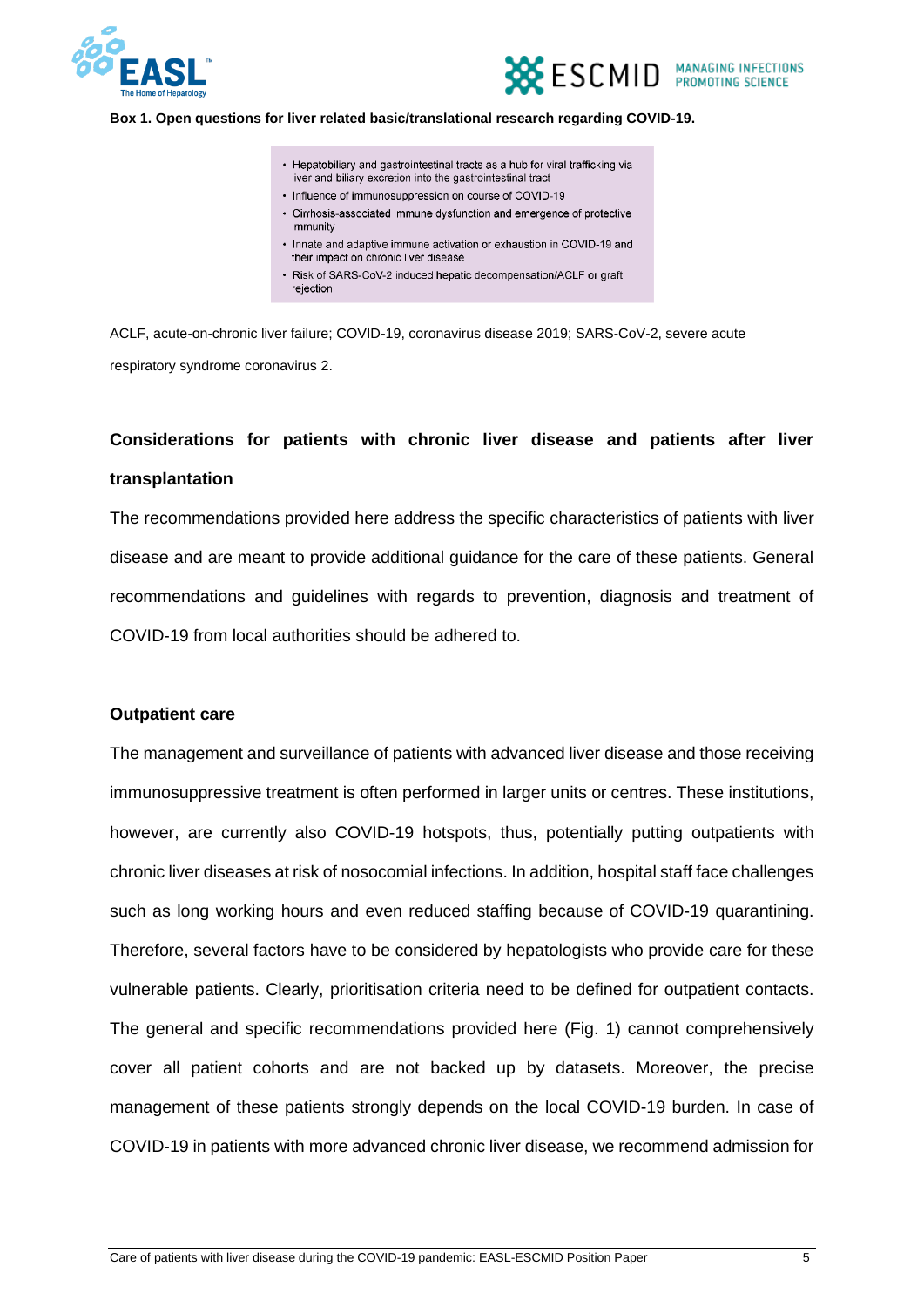**Box 1. Open questions for liver related basic/translational research regarding COVID-19.**

- Hepatobiliary and gastrointestinal tracts as a hub for viral trafficking via liver and biliary excretion into the gastrointestinal tract
- Influence of immunosuppression on course of COVID-19
- Cirrhosis-associated immune dysfunction and emergence of protective immunity
- Innate and adaptive immune activation or exhaustion in COVID-19 and their impact on chronic liver disease
- Risk of SARS-CoV-2 induced hepatic decompensation/ACLF or graft rejection

ACLF, acute-on-chronic liver failure; COVID-19, coronavirus disease 2019; SARS-CoV-2, severe acute respiratory syndrome coronavirus 2.

## Considerations for patients with chronic liver disease and patients after liver transplantation

The recommendations provided here address the specific characteristics of patients with liver disease and are meant to provide additional guidance for the care of these patients. General recommendations and guidelines with regards to prevention, diagnosis and treatment of COVID-19 from local authorities should be adhered to.

### Outpatient care

The management and surveillance of patients with advanced liver disease and those receiving immunosuppressive treatment is often performed in larger units or centres. These institutions, however, are currently also COVID-19 hotspots, thus, potentially putting outpatients with chronic liver diseases at risk of nosocomial infections. In addition, hospital staff face challenges such as long working hours and even reduced staffing because of COVID-19 quarantining. Therefore, several factors have to be considered by hepatologists who provide care for these vulnerable patients. Clearly, prioritisation criteria need to be defined for outpatient contacts. The general and specific recommendations provided here (Fig. 1) cannot comprehensively cover all patient cohorts and are not backed up by datasets. Moreover, the precise management of these patients strongly depends on the local COVID-19 burden. In case of COVID-19 in patients with more advanced chronic liver disease, we recommend admission for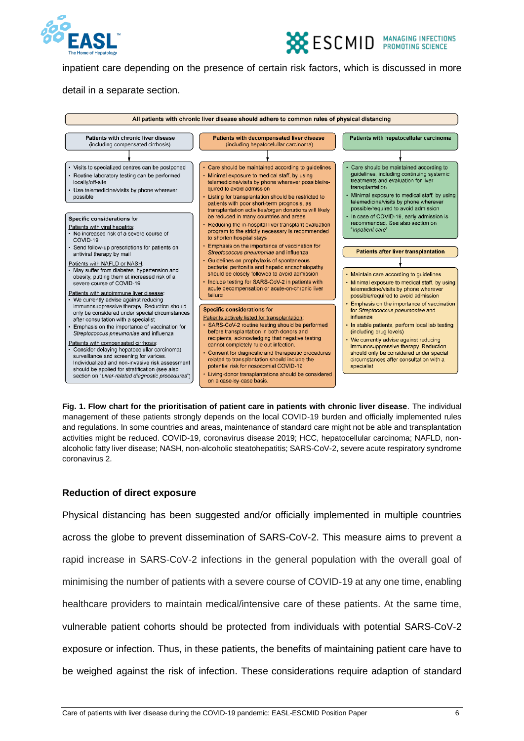inpatient care depending on the presence of certain risk factors, which is discussed in more detail in a separate section.

**All patients with chronic liver disease should adhere to common rules of physical distancing**

**Patients with chronic liver disease** (including compensated cirrhosis)

- Visits to specialized centres can be postponed
- Routine laboratory testing can be performed locally/off-site
- Use telemedicine/visits by phone wherever possible

**Specific considerations** for

Patients with viral hepatitis:
- No increased risk of a severe course of COVID-19
- Send follow-up prescriptions for patients on antiviral therapy by mail

Patients with NAFLD or NASH:
- May suffer from diabetes, hypertension and obesity, putting them at increased risk of a severe course of COVID-19

Patients with autoimmune liver disease:
- We currently advise against reducing immunosuppressive therapy. Reduction should only be considered under special circumstances after consultation with a specialist
- Emphasis on the importance of vaccination for *Streptococcus pneumoniae* and influenza

Patients with compensated cirrhosis:
- Consider delaying hepatocellular carcinoma) surveillance and screening for varices. Individualized and non-invasive risk assessment should be applied for stratification (see also section on "*Liver-related diagnostic procedures*")

**Patients with decompensated liver disease** (including hepatocellular carcinoma)

- Care should be maintained according to guidelines
- Minimal exposure to medical staff, by using telemedicine/visits by phone wherever possible/required to avoid admission
- Listing for transplantation should be restricted to patients with poor short-term prognosis, as transplantation activities/organ donations will likely be reduced in many countries and areas
- Reducing the in-hospital liver transplant evaluation program to the strictly necessary is recommended to shorten hospital stays
- Emphasis on the importance of vaccination for *Streptococcus pneumoniae* and influenza
- Guidelines on prophylaxis of spontaneous bacterial peritonitis and hepatic encephalopathy should be closely followed to avoid admission
- Include testing for SARS-CoV-2 in patients with acute decompensation or acute-on-chronic liver failure

**Specific considerations** for

Patients actively listed for transplantation:
- SARS-CoV-2 routine testing should be performed before transplantation in both donors and recipients, acknowledging that negative testing cannot completely rule out infection.
- Consent for diagnostic and therapeutic procedures related to transplantation should include the potential risk for nosocomial COVID-19
- Living-donor transplantations should be considered on a case-by-case basis.

**Patients with hepatocellular carcinoma**

- Care should be maintained according to guidelines, including continuing systemic treatments and evaluation for liver transplantation
- Minimal exposure to medical staff, by using telemedicine/visits by phone wherever possible/required to avoid admission
- In case of COVID-19, early admission is recommended. See also section on "*Inpatient care*"

**Patients after liver transplantation**

- Maintain care according to guidelines
- Minimal exposure to medical staff, by using telemedicine/visits by phone wherever possible/required to avoid admission
- Emphasis on the importance of vaccination for *Streptococcus pneumoniae* and influenza
- In stable patients, perform local lab testing (including drug levels)
- We currently advise against reducing immunosuppressive therapy. Reduction should only be considered under special circumstances after consultation with a specialist

**Fig. 1. Flow chart for the prioritisation of patient care in patients with chronic liver disease**. The individual management of these patients strongly depends on the local COVID-19 burden and officially implemented rules and regulations. In some countries and areas, maintenance of standard care might not be able and transplantation activities might be reduced. COVID-19, coronavirus disease 2019; HCC, hepatocellular carcinoma; NAFLD, non-alcoholic fatty liver disease; NASH, non-alcoholic steatohepatitis; SARS-CoV-2, severe acute respiratory syndrome coronavirus 2.

### Reduction of direct exposure

Physical distancing has been suggested and/or officially implemented in multiple countries across the globe to prevent dissemination of SARS-CoV-2. This measure aims to prevent a rapid increase in SARS-CoV-2 infections in the general population with the overall goal of minimising the number of patients with a severe course of COVID-19 at any one time, enabling healthcare providers to maintain medical/intensive care of these patients. At the same time, vulnerable patient cohorts should be protected from individuals with potential SARS-CoV-2 exposure or infection. Thus, in these patients, the benefits of maintaining patient care have to be weighed against the risk of infection. These considerations require adaption of standard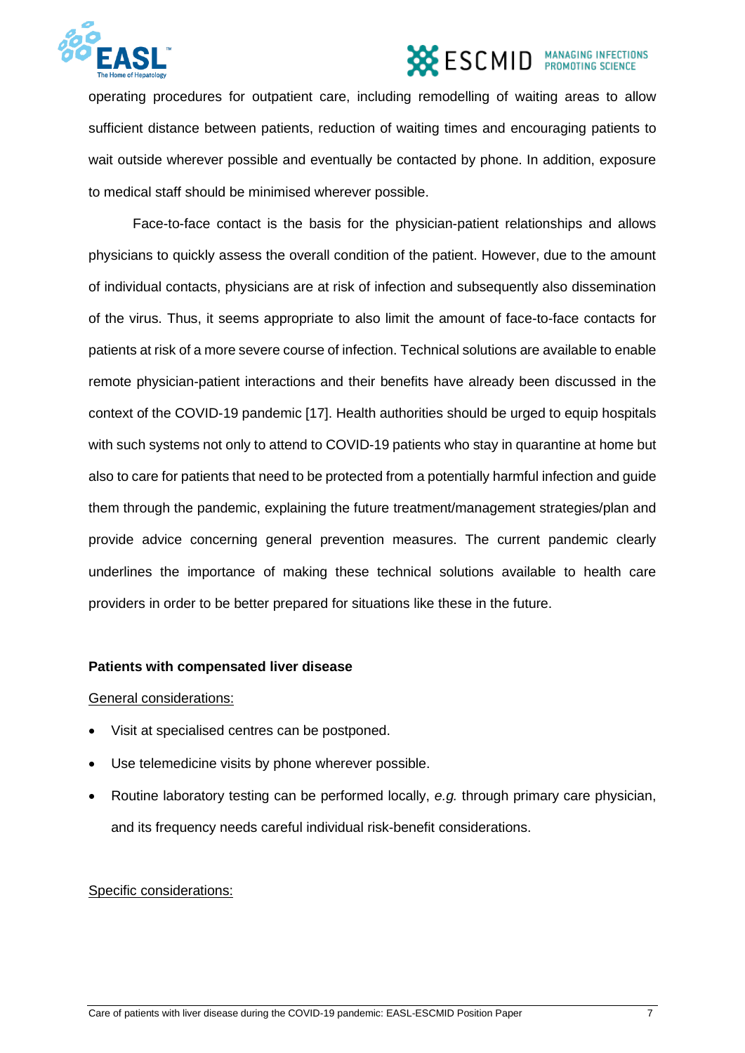operating procedures for outpatient care, including remodelling of waiting areas to allow sufficient distance between patients, reduction of waiting times and encouraging patients to wait outside wherever possible and eventually be contacted by phone. In addition, exposure to medical staff should be minimised wherever possible.

Face-to-face contact is the basis for the physician-patient relationships and allows physicians to quickly assess the overall condition of the patient. However, due to the amount of individual contacts, physicians are at risk of infection and subsequently also dissemination of the virus. Thus, it seems appropriate to also limit the amount of face-to-face contacts for patients at risk of a more severe course of infection. Technical solutions are available to enable remote physician-patient interactions and their benefits have already been discussed in the context of the COVID-19 pandemic [17]. Health authorities should be urged to equip hospitals with such systems not only to attend to COVID-19 patients who stay in quarantine at home but also to care for patients that need to be protected from a potentially harmful infection and guide them through the pandemic, explaining the future treatment/management strategies/plan and provide advice concerning general prevention measures. The current pandemic clearly underlines the importance of making these technical solutions available to health care providers in order to be better prepared for situations like these in the future.

**Patients with compensated liver disease**

General considerations:

- Visit at specialised centres can be postponed.
- Use telemedicine visits by phone wherever possible.
- Routine laboratory testing can be performed locally, *e.g.* through primary care physician, and its frequency needs careful individual risk-benefit considerations.

Specific considerations: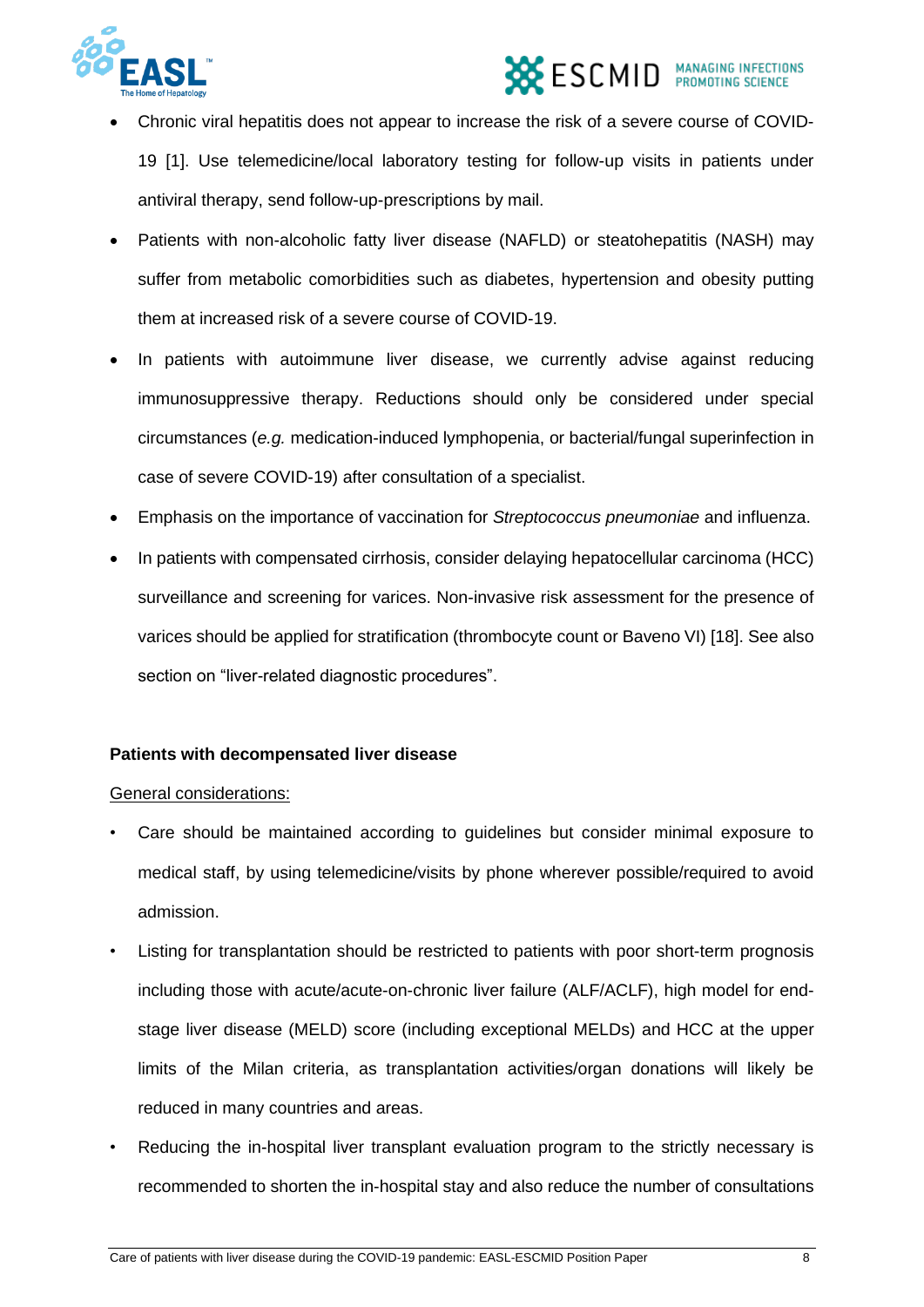- Chronic viral hepatitis does not appear to increase the risk of a severe course of COVID-19 [1]. Use telemedicine/local laboratory testing for follow-up visits in patients under antiviral therapy, send follow-up-prescriptions by mail.
- Patients with non-alcoholic fatty liver disease (NAFLD) or steatohepatitis (NASH) may suffer from metabolic comorbidities such as diabetes, hypertension and obesity putting them at increased risk of a severe course of COVID-19.
- In patients with autoimmune liver disease, we currently advise against reducing immunosuppressive therapy. Reductions should only be considered under special circumstances (*e.g.* medication-induced lymphopenia, or bacterial/fungal superinfection in case of severe COVID-19) after consultation of a specialist.
- Emphasis on the importance of vaccination for *Streptococcus pneumoniae* and influenza.
- In patients with compensated cirrhosis, consider delaying hepatocellular carcinoma (HCC) surveillance and screening for varices. Non-invasive risk assessment for the presence of varices should be applied for stratification (thrombocyte count or Baveno VI) [18]. See also section on "liver-related diagnostic procedures".

**Patients with decompensated liver disease**

General considerations:

- Care should be maintained according to guidelines but consider minimal exposure to medical staff, by using telemedicine/visits by phone wherever possible/required to avoid admission.
- Listing for transplantation should be restricted to patients with poor short-term prognosis including those with acute/acute-on-chronic liver failure (ALF/ACLF), high model for end-stage liver disease (MELD) score (including exceptional MELDs) and HCC at the upper limits of the Milan criteria, as transplantation activities/organ donations will likely be reduced in many countries and areas.
- Reducing the in-hospital liver transplant evaluation program to the strictly necessary is recommended to shorten the in-hospital stay and also reduce the number of consultations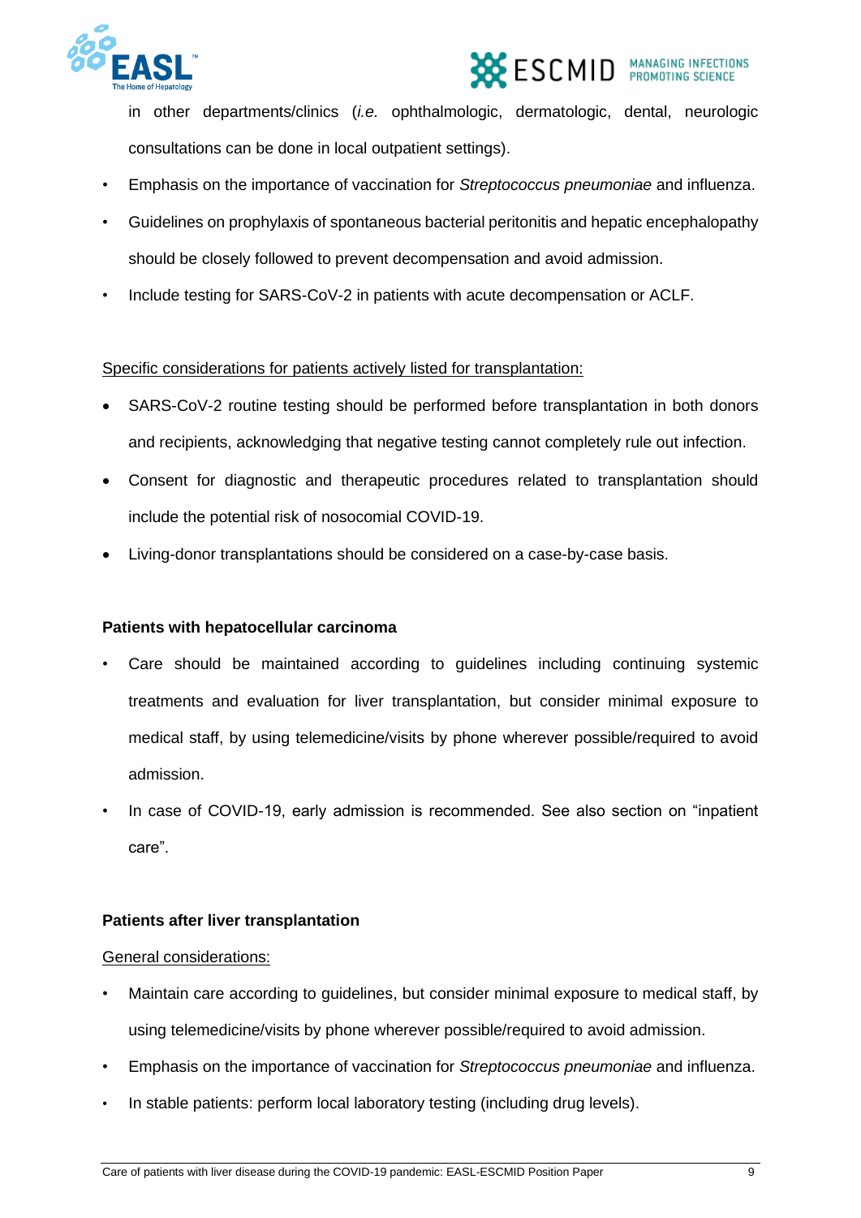in other departments/clinics (*i.e.* ophthalmologic, dermatologic, dental, neurologic consultations can be done in local outpatient settings).

- Emphasis on the importance of vaccination for *Streptococcus pneumoniae* and influenza.
- Guidelines on prophylaxis of spontaneous bacterial peritonitis and hepatic encephalopathy should be closely followed to prevent decompensation and avoid admission.
- Include testing for SARS-CoV-2 in patients with acute decompensation or ACLF.

<u>Specific considerations for patients actively listed for transplantation:</u>

- SARS-CoV-2 routine testing should be performed before transplantation in both donors and recipients, acknowledging that negative testing cannot completely rule out infection.
- Consent for diagnostic and therapeutic procedures related to transplantation should include the potential risk of nosocomial COVID-19.
- Living-donor transplantations should be considered on a case-by-case basis.

**Patients with hepatocellular carcinoma**

- Care should be maintained according to guidelines including continuing systemic treatments and evaluation for liver transplantation, but consider minimal exposure to medical staff, by using telemedicine/visits by phone wherever possible/required to avoid admission.
- In case of COVID-19, early admission is recommended. See also section on "inpatient care".

**Patients after liver transplantation**

<u>General considerations:</u>

- Maintain care according to guidelines, but consider minimal exposure to medical staff, by using telemedicine/visits by phone wherever possible/required to avoid admission.
- Emphasis on the importance of vaccination for *Streptococcus pneumoniae* and influenza.
- In stable patients: perform local laboratory testing (including drug levels).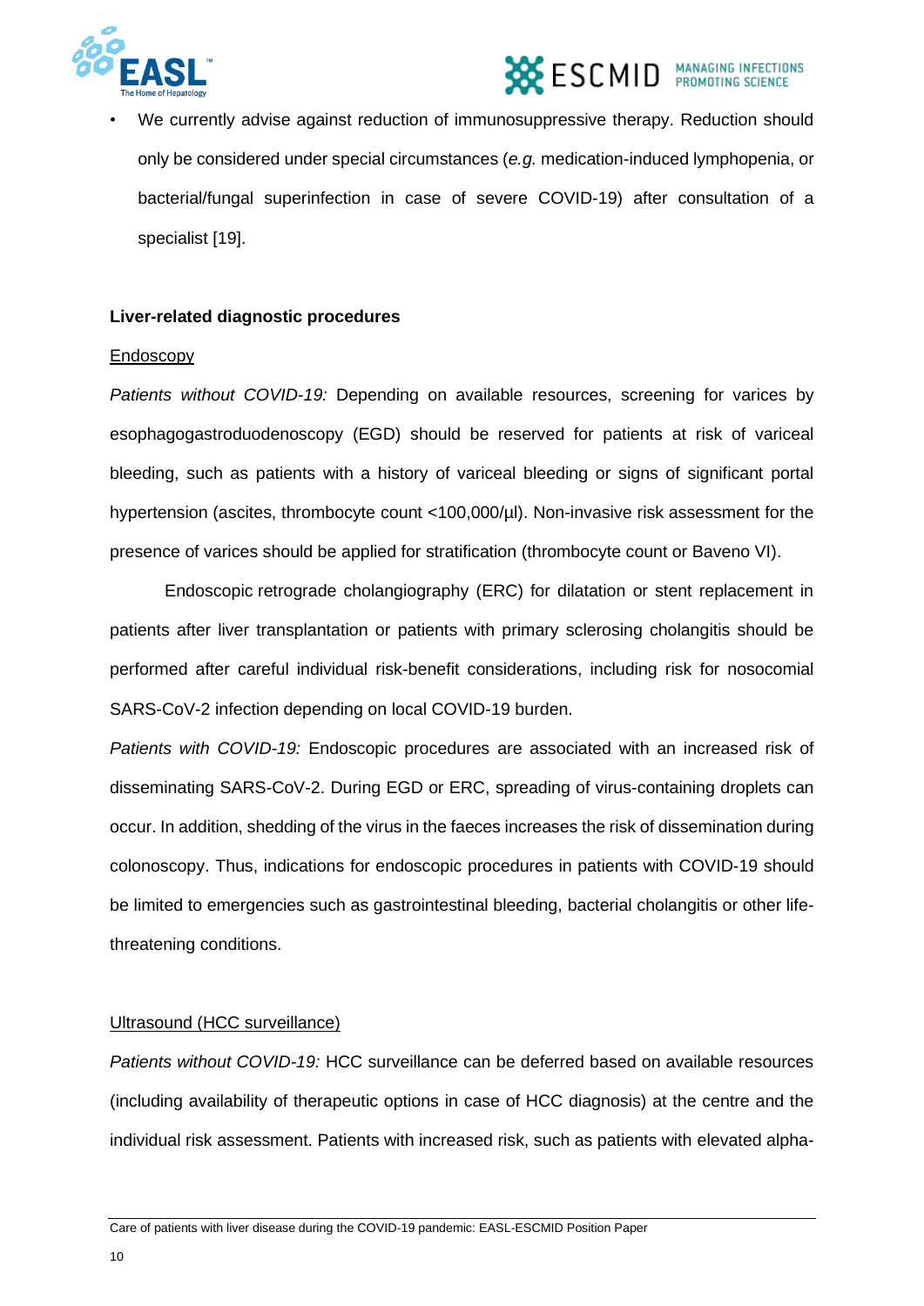- We currently advise against reduction of immunosuppressive therapy. Reduction should only be considered under special circumstances (*e.g.* medication-induced lymphopenia, or bacterial/fungal superinfection in case of severe COVID-19) after consultation of a specialist [19].

**Liver-related diagnostic procedures**

Endoscopy

*Patients without COVID-19:* Depending on available resources, screening for varices by esophagogastroduodenoscopy (EGD) should be reserved for patients at risk of variceal bleeding, such as patients with a history of variceal bleeding or signs of significant portal hypertension (ascites, thrombocyte count <100,000/µl). Non-invasive risk assessment for the presence of varices should be applied for stratification (thrombocyte count or Baveno VI).

Endoscopic retrograde cholangiography (ERC) for dilatation or stent replacement in patients after liver transplantation or patients with primary sclerosing cholangitis should be performed after careful individual risk-benefit considerations, including risk for nosocomial SARS-CoV-2 infection depending on local COVID-19 burden.

*Patients with COVID-19:* Endoscopic procedures are associated with an increased risk of disseminating SARS-CoV-2. During EGD or ERC, spreading of virus-containing droplets can occur. In addition, shedding of the virus in the faeces increases the risk of dissemination during colonoscopy. Thus, indications for endoscopic procedures in patients with COVID-19 should be limited to emergencies such as gastrointestinal bleeding, bacterial cholangitis or other life-threatening conditions.

Ultrasound (HCC surveillance)

*Patients without COVID-19:* HCC surveillance can be deferred based on available resources (including availability of therapeutic options in case of HCC diagnosis) at the centre and the individual risk assessment. Patients with increased risk, such as patients with elevated alpha-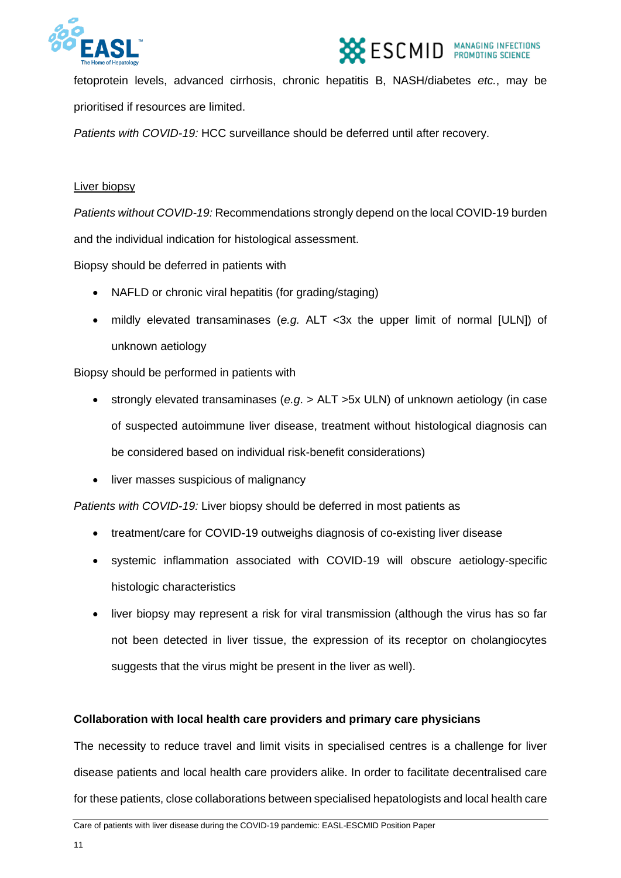fetoprotein levels, advanced cirrhosis, chronic hepatitis B, NASH/diabetes *etc.*, may be prioritised if resources are limited.

*Patients with COVID-19:* HCC surveillance should be deferred until after recovery.

Liver biopsy

*Patients without COVID-19:* Recommendations strongly depend on the local COVID-19 burden and the individual indication for histological assessment.

Biopsy should be deferred in patients with

- NAFLD or chronic viral hepatitis (for grading/staging)
- mildly elevated transaminases (*e.g.* ALT <3x the upper limit of normal [ULN]) of unknown aetiology

Biopsy should be performed in patients with

- strongly elevated transaminases (*e.g.* > ALT >5x ULN) of unknown aetiology (in case of suspected autoimmune liver disease, treatment without histological diagnosis can be considered based on individual risk-benefit considerations)
- liver masses suspicious of malignancy

*Patients with COVID-19:* Liver biopsy should be deferred in most patients as

- treatment/care for COVID-19 outweighs diagnosis of co-existing liver disease
- systemic inflammation associated with COVID-19 will obscure aetiology-specific histologic characteristics
- liver biopsy may represent a risk for viral transmission (although the virus has so far not been detected in liver tissue, the expression of its receptor on cholangiocytes suggests that the virus might be present in the liver as well).

**Collaboration with local health care providers and primary care physicians**

The necessity to reduce travel and limit visits in specialised centres is a challenge for liver disease patients and local health care providers alike. In order to facilitate decentralised care for these patients, close collaborations between specialised hepatologists and local health care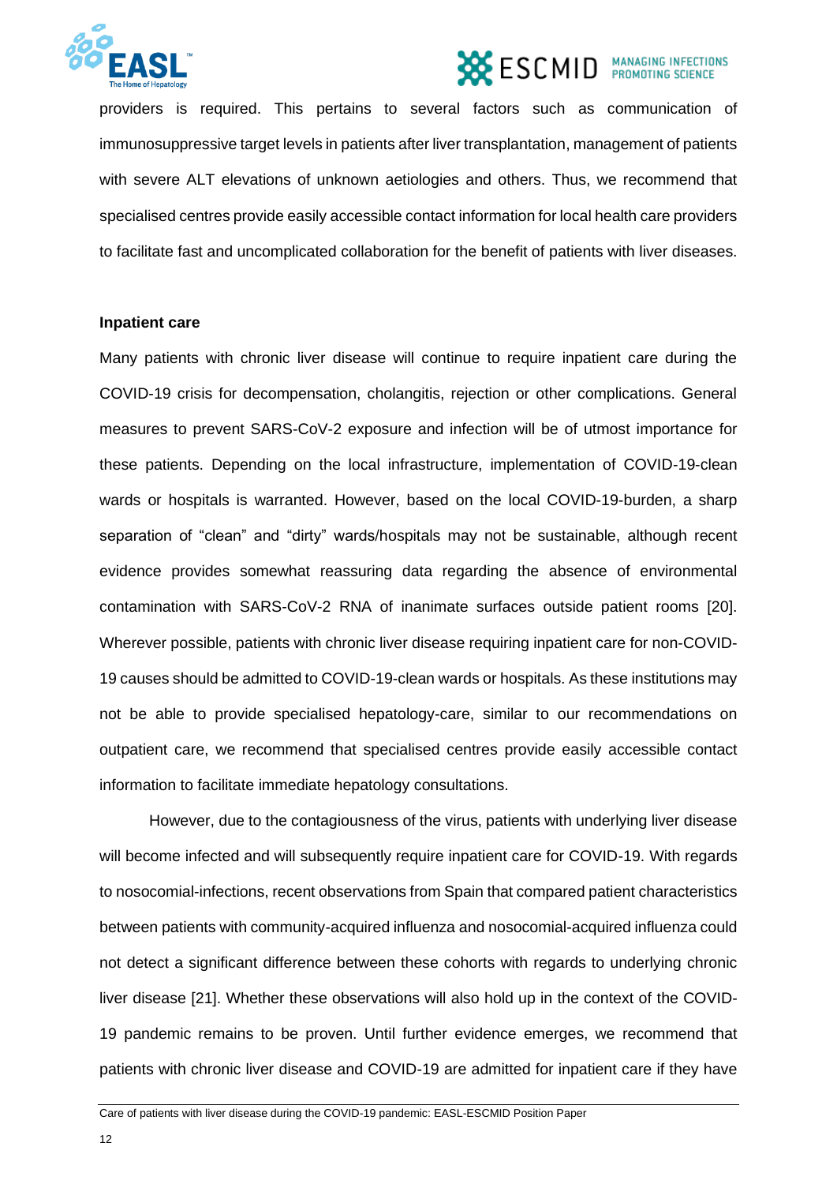providers is required. This pertains to several factors such as communication of immunosuppressive target levels in patients after liver transplantation, management of patients with severe ALT elevations of unknown aetiologies and others. Thus, we recommend that specialised centres provide easily accessible contact information for local health care providers to facilitate fast and uncomplicated collaboration for the benefit of patients with liver diseases.

**Inpatient care**

Many patients with chronic liver disease will continue to require inpatient care during the COVID-19 crisis for decompensation, cholangitis, rejection or other complications. General measures to prevent SARS-CoV-2 exposure and infection will be of utmost importance for these patients. Depending on the local infrastructure, implementation of COVID-19-clean wards or hospitals is warranted. However, based on the local COVID-19-burden, a sharp separation of "clean" and "dirty" wards/hospitals may not be sustainable, although recent evidence provides somewhat reassuring data regarding the absence of environmental contamination with SARS-CoV-2 RNA of inanimate surfaces outside patient rooms [20]. Wherever possible, patients with chronic liver disease requiring inpatient care for non-COVID-19 causes should be admitted to COVID-19-clean wards or hospitals. As these institutions may not be able to provide specialised hepatology-care, similar to our recommendations on outpatient care, we recommend that specialised centres provide easily accessible contact information to facilitate immediate hepatology consultations.

However, due to the contagiousness of the virus, patients with underlying liver disease will become infected and will subsequently require inpatient care for COVID-19. With regards to nosocomial-infections, recent observations from Spain that compared patient characteristics between patients with community-acquired influenza and nosocomial-acquired influenza could not detect a significant difference between these cohorts with regards to underlying chronic liver disease [21]. Whether these observations will also hold up in the context of the COVID-19 pandemic remains to be proven. Until further evidence emerges, we recommend that patients with chronic liver disease and COVID-19 are admitted for inpatient care if they have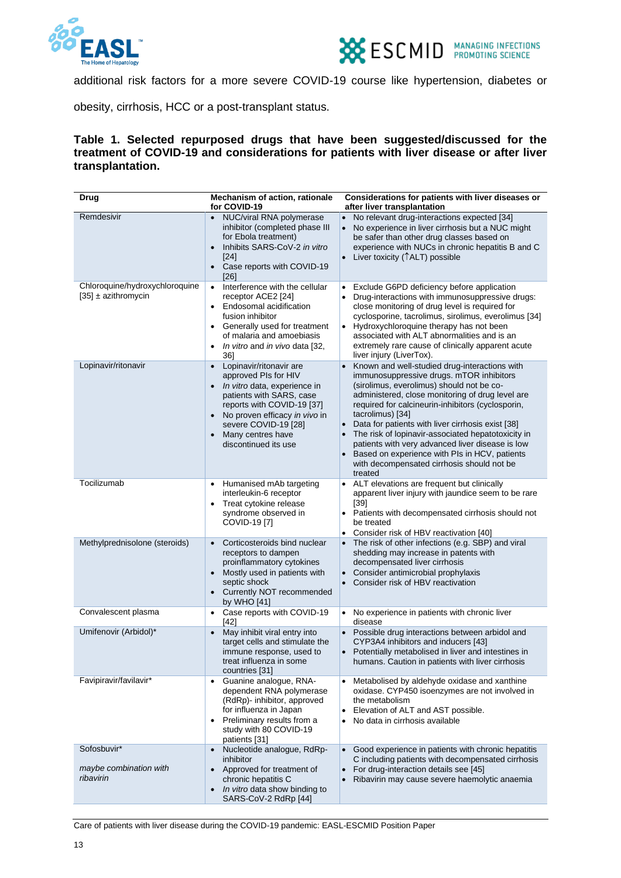additional risk factors for a more severe COVID-19 course like hypertension, diabetes or obesity, cirrhosis, HCC or a post-transplant status.

**Table 1. Selected repurposed drugs that have been suggested/discussed for the treatment of COVID-19 and considerations for patients with liver disease or after liver transplantation.**

| Drug | Mechanism of action, rationale for COVID-19 | Considerations for patients with liver diseases or after liver transplantation |
|---|---|---|
| Remdesivir | • NUC/viral RNA polymerase inhibitor (completed phase III for Ebola treatment)<br>• Inhibits SARS-CoV-2 *in vitro* [24]<br>• Case reports with COVID-19 [26] | • No relevant drug-interactions expected [34]<br>• No experience in liver cirrhosis but a NUC might be safer than other drug classes based on experience with NUCs in chronic hepatitis B and C<br>• Liver toxicity (↑ALT) possible |
| Chloroquine/hydroxychloroquine [35] ± azithromycin | • Interference with the cellular receptor ACE2 [24]<br>• Endosomal acidification fusion inhibitor<br>• Generally used for treatment of malaria and amoebiasis<br>• *In vitro* and *in vivo* data [32, 36] | • Exclude G6PD deficiency before application<br>• Drug-interactions with immunosuppressive drugs: close monitoring of drug level is required for cyclosporine, tacrolimus, sirolimus, everolimus [34]<br>• Hydroxychloroquine therapy has not been associated with ALT abnormalities and is an extremely rare cause of clinically apparent acute liver injury (LiverTox). |
| Lopinavir/ritonavir | • Lopinavir/ritonavir are approved PIs for HIV<br>• *In vitro* data, experience in patients with SARS, case reports with COVID-19 [37]<br>• No proven efficacy *in vivo* in severe COVID-19 [28]<br>• Many centres have discontinued its use | • Known and well-studied drug-interactions with immunosuppressive drugs. mTOR inhibitors (sirolimus, everolimus) should not be co-administered, close monitoring of drug level are required for calcineurin-inhibitors (cyclosporin, tacrolimus) [34]<br>• Data for patients with liver cirrhosis exist [38]<br>• The risk of lopinavir-associated hepatotoxicity in patients with very advanced liver disease is low<br>• Based on experience with PIs in HCV, patients with decompensated cirrhosis should not be treated |
| Tocilizumab | • Humanised mAb targeting interleukin-6 receptor<br>• Treat cytokine release syndrome observed in COVID-19 [7] | • ALT elevations are frequent but clinically apparent liver injury with jaundice seem to be rare [39]<br>• Patients with decompensated cirrhosis should not be treated<br>• Consider risk of HBV reactivation [40] |
| Methylprednisolone (steroids) | • Corticosteroids bind nuclear receptors to dampen proinflammatory cytokines<br>• Mostly used in patients with septic shock<br>• Currently NOT recommended by WHO [41] | • The risk of other infections (e.g. SBP) and viral shedding may increase in patents with decompensated liver cirrhosis<br>• Consider antimicrobial prophylaxis<br>• Consider risk of HBV reactivation |
| Convalescent plasma | • Case reports with COVID-19 [42] | • No experience in patients with chronic liver disease |
| Umifenovir (Arbidol)* | • May inhibit viral entry into target cells and stimulate the immune response, used to treat influenza in some countries [31] | • Possible drug interactions between arbidol and CYP3A4 inhibitors and inducers [43]<br>• Potentially metabolised in liver and intestines in humans. Caution in patients with liver cirrhosis |
| Favipiravir/favilavir* | • Guanine analogue, RNA-dependent RNA polymerase (RdRp)- inhibitor, approved for influenza in Japan<br>• Preliminary results from a study with 80 COVID-19 patients [31] | • Metabolised by aldehyde oxidase and xanthine oxidase. CYP450 isoenzymes are not involved in the metabolism<br>• Elevation of ALT and AST possible.<br>• No data in cirrhosis available |
| Sofosbuvir*<br><br>*maybe combination with ribavirin* | • Nucleotide analogue, RdRp-inhibitor<br>• Approved for treatment of chronic hepatitis C<br>• *In vitro* data show binding to SARS-CoV-2 RdRp [44] | • Good experience in patients with chronic hepatitis C including patients with decompensated cirrhosis<br>• For drug-interaction details see [45]<br>• Ribavirin may cause severe haemolytic anaemia |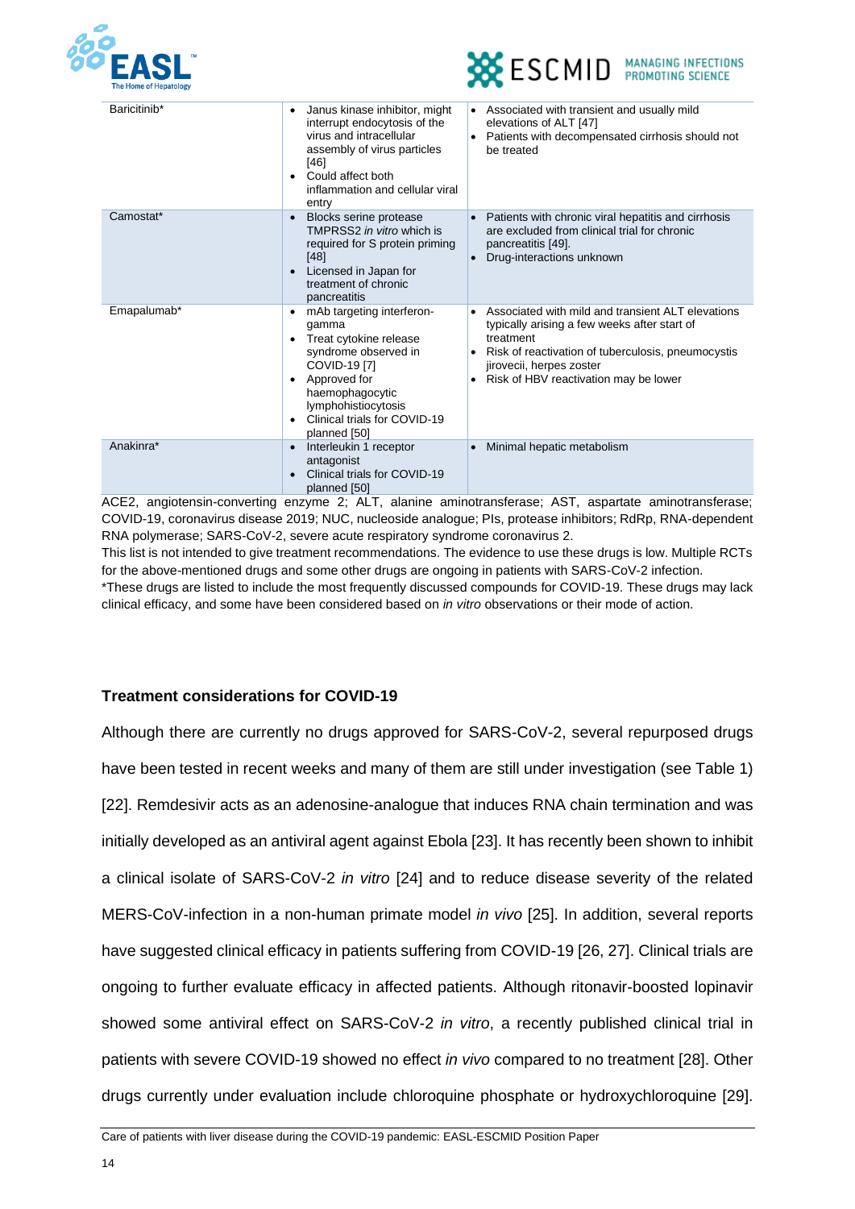| | | |
|---|---|---|
| Baricitinib* | • Janus kinase inhibitor, might interrupt endocytosis of the virus and intracellular assembly of virus particles [46]<br>• Could affect both inflammation and cellular viral entry | • Associated with transient and usually mild elevations of ALT [47]<br>• Patients with decompensated cirrhosis should not be treated |
| Camostat* | • Blocks serine protease TMPRSS2 *in vitro* which is required for S protein priming [48]<br>• Licensed in Japan for treatment of chronic pancreatitis | • Patients with chronic viral hepatitis and cirrhosis are excluded from clinical trial for chronic pancreatitis [49].<br>• Drug-interactions unknown |
| Emapalumab* | • mAb targeting interferon-gamma<br>• Treat cytokine release syndrome observed in COVID-19 [7]<br>• Approved for haemophagocytic lymphohistiocytosis<br>• Clinical trials for COVID-19 planned [50] | • Associated with mild and transient ALT elevations typically arising a few weeks after start of treatment<br>• Risk of reactivation of tuberculosis, pneumocystis jirovecii, herpes zoster<br>• Risk of HBV reactivation may be lower |
| Anakinra* | • Interleukin 1 receptor antagonist<br>• Clinical trials for COVID-19 planned [50] | • Minimal hepatic metabolism |

ACE2, angiotensin-converting enzyme 2; ALT, alanine aminotransferase; AST, aspartate aminotransferase; COVID-19, coronavirus disease 2019; NUC, nucleoside analogue; PIs, protease inhibitors; RdRp, RNA-dependent RNA polymerase; SARS-CoV-2, severe acute respiratory syndrome coronavirus 2.

This list is not intended to give treatment recommendations. The evidence to use these drugs is low. Multiple RCTs for the above-mentioned drugs and some other drugs are ongoing in patients with SARS-CoV-2 infection.

*These drugs are listed to include the most frequently discussed compounds for COVID-19. These drugs may lack clinical efficacy, and some have been considered based on *in vitro* observations or their mode of action.

## Treatment considerations for COVID-19

Although there are currently no drugs approved for SARS-CoV-2, several repurposed drugs have been tested in recent weeks and many of them are still under investigation (see Table 1) [22]. Remdesivir acts as an adenosine-analogue that induces RNA chain termination and was initially developed as an antiviral agent against Ebola [23]. It has recently been shown to inhibit a clinical isolate of SARS-CoV-2 *in vitro* [24] and to reduce disease severity of the related MERS-CoV-infection in a non-human primate model *in vivo* [25]. In addition, several reports have suggested clinical efficacy in patients suffering from COVID-19 [26, 27]. Clinical trials are ongoing to further evaluate efficacy in affected patients. Although ritonavir-boosted lopinavir showed some antiviral effect on SARS-CoV-2 *in vitro*, a recently published clinical trial in patients with severe COVID-19 showed no effect *in vivo* compared to no treatment [28]. Other drugs currently under evaluation include chloroquine phosphate or hydroxychloroquine [29].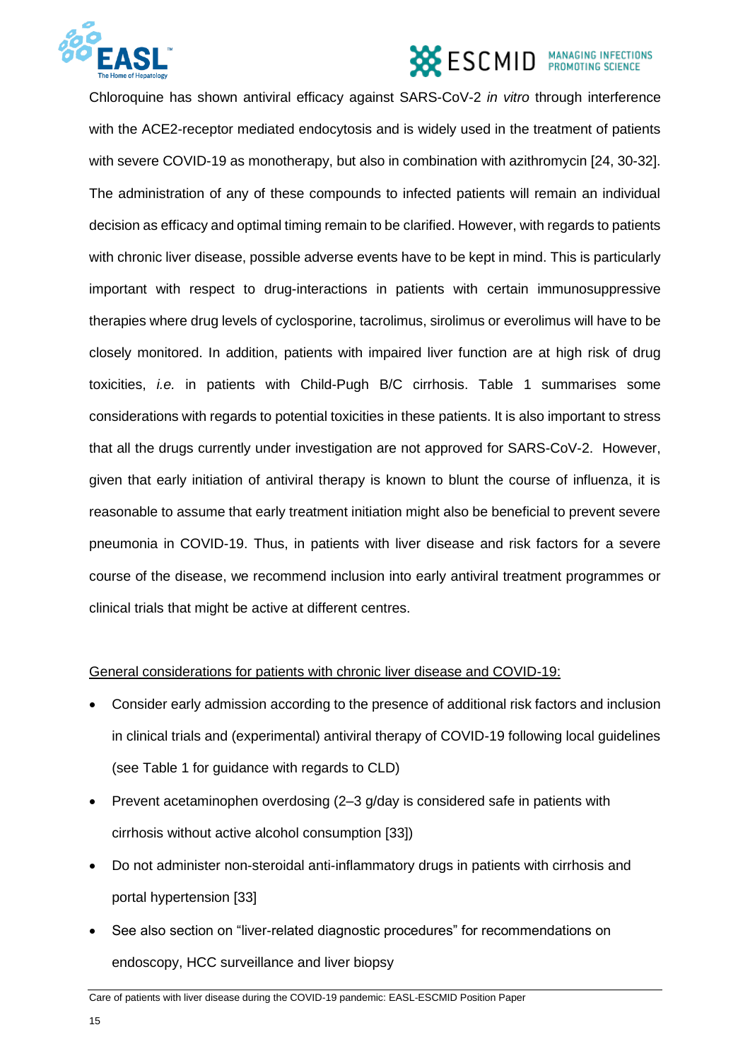Chloroquine has shown antiviral efficacy against SARS-CoV-2 *in vitro* through interference with the ACE2-receptor mediated endocytosis and is widely used in the treatment of patients with severe COVID-19 as monotherapy, but also in combination with azithromycin [24, 30-32]. The administration of any of these compounds to infected patients will remain an individual decision as efficacy and optimal timing remain to be clarified. However, with regards to patients with chronic liver disease, possible adverse events have to be kept in mind. This is particularly important with respect to drug-interactions in patients with certain immunosuppressive therapies where drug levels of cyclosporine, tacrolimus, sirolimus or everolimus will have to be closely monitored. In addition, patients with impaired liver function are at high risk of drug toxicities, *i.e.* in patients with Child-Pugh B/C cirrhosis. Table 1 summarises some considerations with regards to potential toxicities in these patients. It is also important to stress that all the drugs currently under investigation are not approved for SARS-CoV-2. However, given that early initiation of antiviral therapy is known to blunt the course of influenza, it is reasonable to assume that early treatment initiation might also be beneficial to prevent severe pneumonia in COVID-19. Thus, in patients with liver disease and risk factors for a severe course of the disease, we recommend inclusion into early antiviral treatment programmes or clinical trials that might be active at different centres.

<u>General considerations for patients with chronic liver disease and COVID-19:</u>

- Consider early admission according to the presence of additional risk factors and inclusion in clinical trials and (experimental) antiviral therapy of COVID-19 following local guidelines (see Table 1 for guidance with regards to CLD)
- Prevent acetaminophen overdosing (2–3 g/day is considered safe in patients with cirrhosis without active alcohol consumption [33])
- Do not administer non-steroidal anti-inflammatory drugs in patients with cirrhosis and portal hypertension [33]
- See also section on "liver-related diagnostic procedures" for recommendations on endoscopy, HCC surveillance and liver biopsy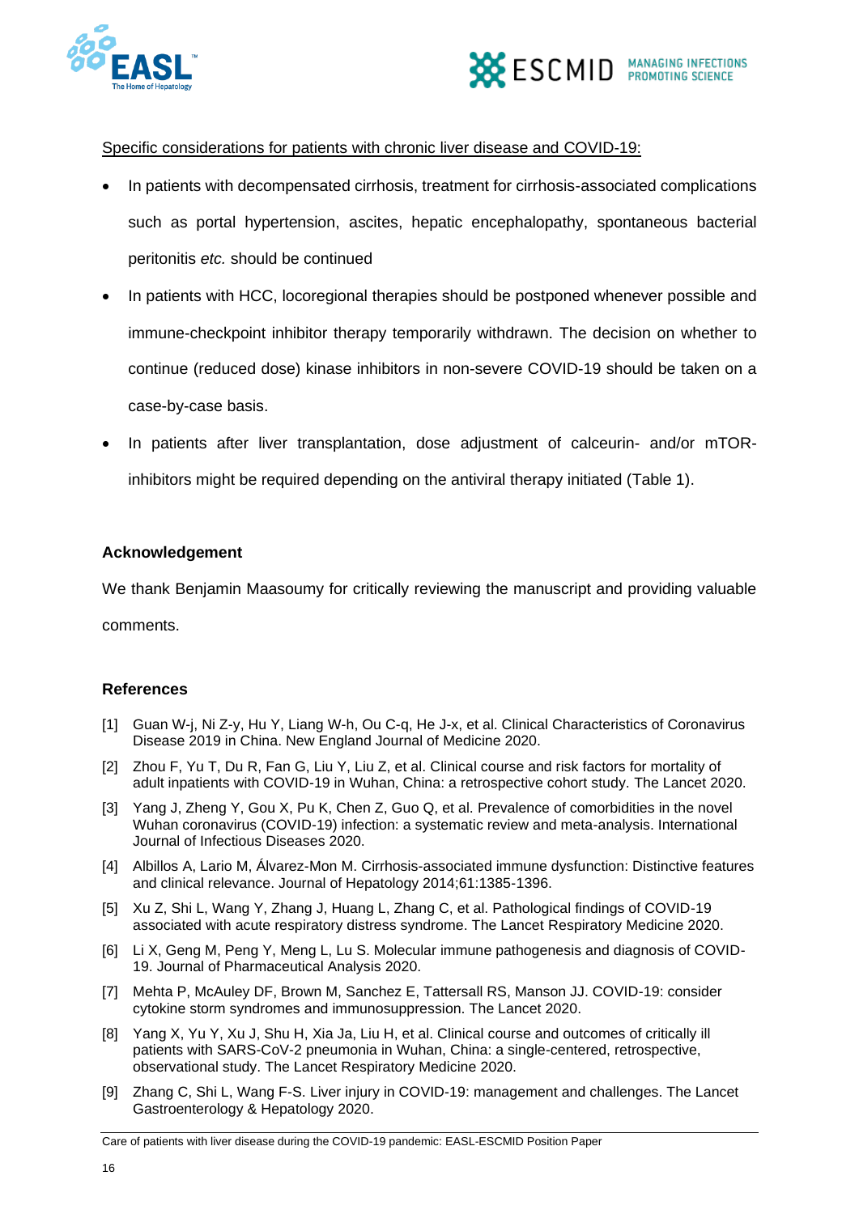Specific considerations for patients with chronic liver disease and COVID-19:

- In patients with decompensated cirrhosis, treatment for cirrhosis-associated complications such as portal hypertension, ascites, hepatic encephalopathy, spontaneous bacterial peritonitis *etc.* should be continued
- In patients with HCC, locoregional therapies should be postponed whenever possible and immune-checkpoint inhibitor therapy temporarily withdrawn. The decision on whether to continue (reduced dose) kinase inhibitors in non-severe COVID-19 should be taken on a case-by-case basis.
- In patients after liver transplantation, dose adjustment of calceurin- and/or mTOR-inhibitors might be required depending on the antiviral therapy initiated (Table 1).

## Acknowledgement

We thank Benjamin Maasoumy for critically reviewing the manuscript and providing valuable comments.

## References

[1] Guan W-j, Ni Z-y, Hu Y, Liang W-h, Ou C-q, He J-x, et al. Clinical Characteristics of Coronavirus Disease 2019 in China. New England Journal of Medicine 2020.

[2] Zhou F, Yu T, Du R, Fan G, Liu Y, Liu Z, et al. Clinical course and risk factors for mortality of adult inpatients with COVID-19 in Wuhan, China: a retrospective cohort study. The Lancet 2020.

[3] Yang J, Zheng Y, Gou X, Pu K, Chen Z, Guo Q, et al. Prevalence of comorbidities in the novel Wuhan coronavirus (COVID-19) infection: a systematic review and meta-analysis. International Journal of Infectious Diseases 2020.

[4] Albillos A, Lario M, Álvarez-Mon M. Cirrhosis-associated immune dysfunction: Distinctive features and clinical relevance. Journal of Hepatology 2014;61:1385-1396.

[5] Xu Z, Shi L, Wang Y, Zhang J, Huang L, Zhang C, et al. Pathological findings of COVID-19 associated with acute respiratory distress syndrome. The Lancet Respiratory Medicine 2020.

[6] Li X, Geng M, Peng Y, Meng L, Lu S. Molecular immune pathogenesis and diagnosis of COVID-19. Journal of Pharmaceutical Analysis 2020.

[7] Mehta P, McAuley DF, Brown M, Sanchez E, Tattersall RS, Manson JJ. COVID-19: consider cytokine storm syndromes and immunosuppression. The Lancet 2020.

[8] Yang X, Yu Y, Xu J, Shu H, Xia Ja, Liu H, et al. Clinical course and outcomes of critically ill patients with SARS-CoV-2 pneumonia in Wuhan, China: a single-centered, retrospective, observational study. The Lancet Respiratory Medicine 2020.

[9] Zhang C, Shi L, Wang F-S. Liver injury in COVID-19: management and challenges. The Lancet Gastroenterology & Hepatology 2020.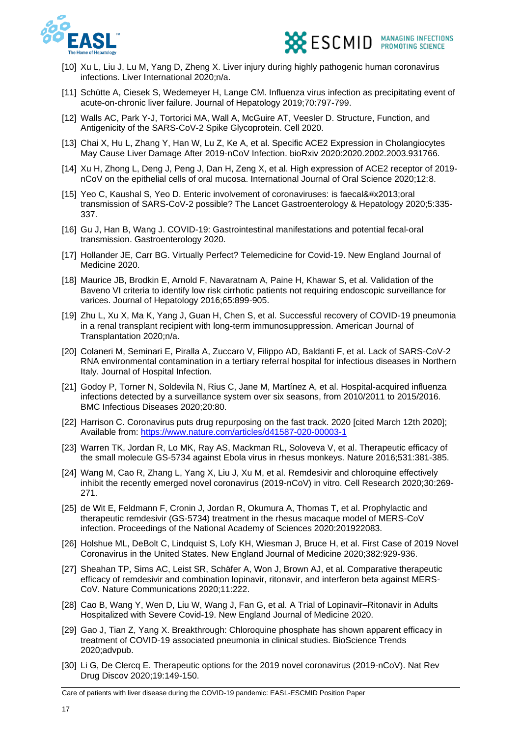[10] Xu L, Liu J, Lu M, Yang D, Zheng X. Liver injury during highly pathogenic human coronavirus infections. Liver International 2020;n/a.

[11] Schütte A, Ciesek S, Wedemeyer H, Lange CM. Influenza virus infection as precipitating event of acute-on-chronic liver failure. Journal of Hepatology 2019;70:797-799.

[12] Walls AC, Park Y-J, Tortorici MA, Wall A, McGuire AT, Veesler D. Structure, Function, and Antigenicity of the SARS-CoV-2 Spike Glycoprotein. Cell 2020.

[13] Chai X, Hu L, Zhang Y, Han W, Lu Z, Ke A, et al. Specific ACE2 Expression in Cholangiocytes May Cause Liver Damage After 2019-nCoV Infection. bioRxiv 2020:2020.2002.2003.931766.

[14] Xu H, Zhong L, Deng J, Peng J, Dan H, Zeng X, et al. High expression of ACE2 receptor of 2019-nCoV on the epithelial cells of oral mucosa. International Journal of Oral Science 2020;12:8.

[15] Yeo C, Kaushal S, Yeo D. Enteric involvement of coronaviruses: is faecal&#x2013;oral transmission of SARS-CoV-2 possible? The Lancet Gastroenterology & Hepatology 2020;5:335-337.

[16] Gu J, Han B, Wang J. COVID-19: Gastrointestinal manifestations and potential fecal-oral transmission. Gastroenterology 2020.

[17] Hollander JE, Carr BG. Virtually Perfect? Telemedicine for Covid-19. New England Journal of Medicine 2020.

[18] Maurice JB, Brodkin E, Arnold F, Navaratnam A, Paine H, Khawar S, et al. Validation of the Baveno VI criteria to identify low risk cirrhotic patients not requiring endoscopic surveillance for varices. Journal of Hepatology 2016;65:899-905.

[19] Zhu L, Xu X, Ma K, Yang J, Guan H, Chen S, et al. Successful recovery of COVID-19 pneumonia in a renal transplant recipient with long-term immunosuppression. American Journal of Transplantation 2020;n/a.

[20] Colaneri M, Seminari E, Piralla A, Zuccaro V, Filippo AD, Baldanti F, et al. Lack of SARS-CoV-2 RNA environmental contamination in a tertiary referral hospital for infectious diseases in Northern Italy. Journal of Hospital Infection.

[21] Godoy P, Torner N, Soldevila N, Rius C, Jane M, Martínez A, et al. Hospital-acquired influenza infections detected by a surveillance system over six seasons, from 2010/2011 to 2015/2016. BMC Infectious Diseases 2020;20:80.

[22] Harrison C. Coronavirus puts drug repurposing on the fast track. 2020 [cited March 12th 2020]; Available from: https://www.nature.com/articles/d41587-020-00003-1

[23] Warren TK, Jordan R, Lo MK, Ray AS, Mackman RL, Soloveva V, et al. Therapeutic efficacy of the small molecule GS-5734 against Ebola virus in rhesus monkeys. Nature 2016;531:381-385.

[24] Wang M, Cao R, Zhang L, Yang X, Liu J, Xu M, et al. Remdesivir and chloroquine effectively inhibit the recently emerged novel coronavirus (2019-nCoV) in vitro. Cell Research 2020;30:269-271.

[25] de Wit E, Feldmann F, Cronin J, Jordan R, Okumura A, Thomas T, et al. Prophylactic and therapeutic remdesivir (GS-5734) treatment in the rhesus macaque model of MERS-CoV infection. Proceedings of the National Academy of Sciences 2020:201922083.

[26] Holshue ML, DeBolt C, Lindquist S, Lofy KH, Wiesman J, Bruce H, et al. First Case of 2019 Novel Coronavirus in the United States. New England Journal of Medicine 2020;382:929-936.

[27] Sheahan TP, Sims AC, Leist SR, Schäfer A, Won J, Brown AJ, et al. Comparative therapeutic efficacy of remdesivir and combination lopinavir, ritonavir, and interferon beta against MERS-CoV. Nature Communications 2020;11:222.

[28] Cao B, Wang Y, Wen D, Liu W, Wang J, Fan G, et al. A Trial of Lopinavir–Ritonavir in Adults Hospitalized with Severe Covid-19. New England Journal of Medicine 2020.

[29] Gao J, Tian Z, Yang X. Breakthrough: Chloroquine phosphate has shown apparent efficacy in treatment of COVID-19 associated pneumonia in clinical studies. BioScience Trends 2020;advpub.

[30] Li G, De Clercq E. Therapeutic options for the 2019 novel coronavirus (2019-nCoV). Nat Rev Drug Discov 2020;19:149-150.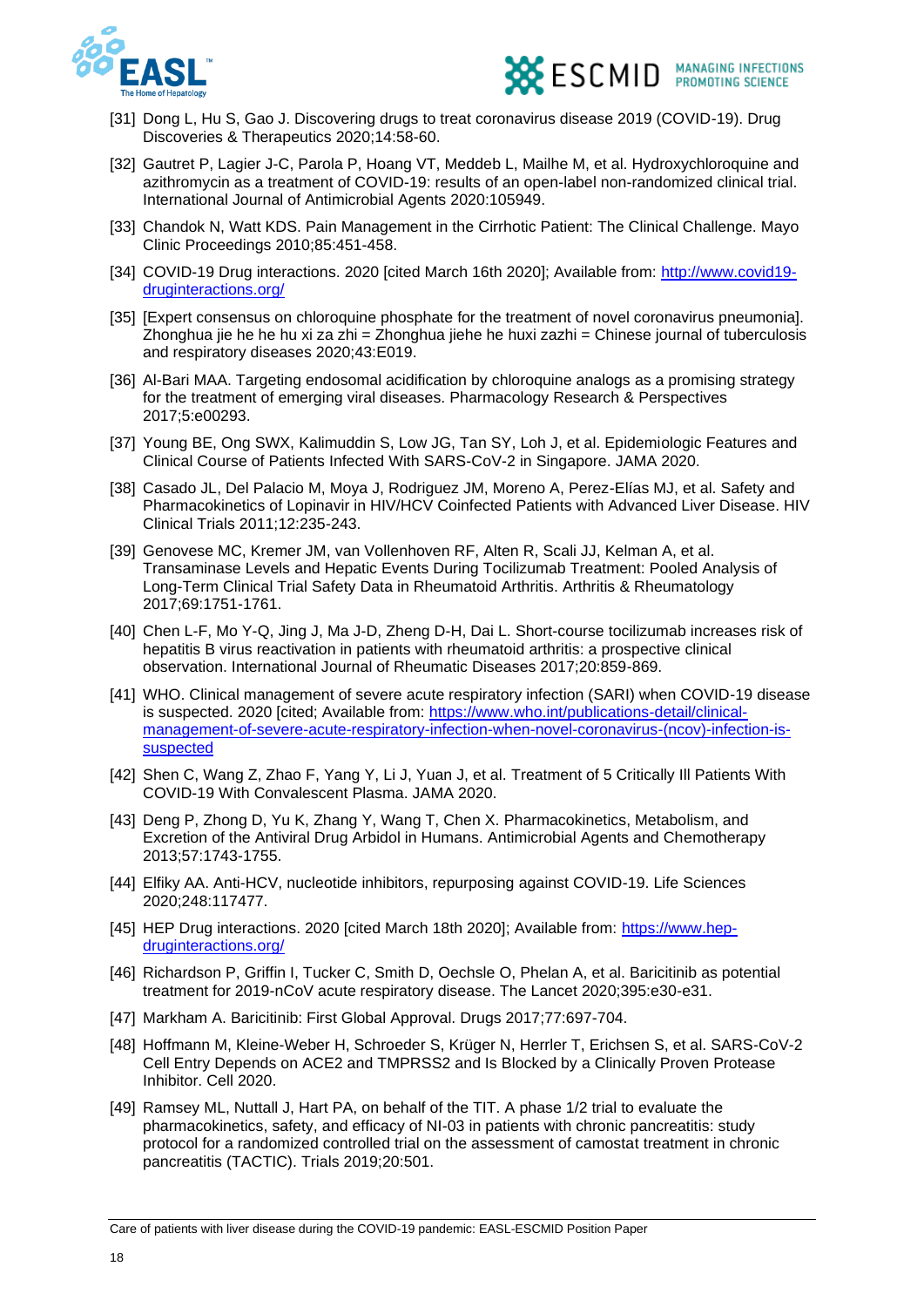[31] Dong L, Hu S, Gao J. Discovering drugs to treat coronavirus disease 2019 (COVID-19). Drug Discoveries & Therapeutics 2020;14:58-60.

[32] Gautret P, Lagier J-C, Parola P, Hoang VT, Meddeb L, Mailhe M, et al. Hydroxychloroquine and azithromycin as a treatment of COVID-19: results of an open-label non-randomized clinical trial. International Journal of Antimicrobial Agents 2020:105949.

[33] Chandok N, Watt KDS. Pain Management in the Cirrhotic Patient: The Clinical Challenge. Mayo Clinic Proceedings 2010;85:451-458.

[34] COVID-19 Drug interactions. 2020 [cited March 16th 2020]; Available from: http://www.covid19-druginteractions.org/

[35] [Expert consensus on chloroquine phosphate for the treatment of novel coronavirus pneumonia]. Zhonghua jie he he hu xi za zhi = Zhonghua jiehe he huxi zazhi = Chinese journal of tuberculosis and respiratory diseases 2020;43:E019.

[36] Al-Bari MAA. Targeting endosomal acidification by chloroquine analogs as a promising strategy for the treatment of emerging viral diseases. Pharmacology Research & Perspectives 2017;5:e00293.

[37] Young BE, Ong SWX, Kalimuddin S, Low JG, Tan SY, Loh J, et al. Epidemiologic Features and Clinical Course of Patients Infected With SARS-CoV-2 in Singapore. JAMA 2020.

[38] Casado JL, Del Palacio M, Moya J, Rodriguez JM, Moreno A, Perez-Elías MJ, et al. Safety and Pharmacokinetics of Lopinavir in HIV/HCV Coinfected Patients with Advanced Liver Disease. HIV Clinical Trials 2011;12:235-243.

[39] Genovese MC, Kremer JM, van Vollenhoven RF, Alten R, Scali JJ, Kelman A, et al. Transaminase Levels and Hepatic Events During Tocilizumab Treatment: Pooled Analysis of Long-Term Clinical Trial Safety Data in Rheumatoid Arthritis. Arthritis & Rheumatology 2017;69:1751-1761.

[40] Chen L-F, Mo Y-Q, Jing J, Ma J-D, Zheng D-H, Dai L. Short-course tocilizumab increases risk of hepatitis B virus reactivation in patients with rheumatoid arthritis: a prospective clinical observation. International Journal of Rheumatic Diseases 2017;20:859-869.

[41] WHO. Clinical management of severe acute respiratory infection (SARI) when COVID-19 disease is suspected. 2020 [cited; Available from: https://www.who.int/publications-detail/clinical-management-of-severe-acute-respiratory-infection-when-novel-coronavirus-(ncov)-infection-is-suspected

[42] Shen C, Wang Z, Zhao F, Yang Y, Li J, Yuan J, et al. Treatment of 5 Critically Ill Patients With COVID-19 With Convalescent Plasma. JAMA 2020.

[43] Deng P, Zhong D, Yu K, Zhang Y, Wang T, Chen X. Pharmacokinetics, Metabolism, and Excretion of the Antiviral Drug Arbidol in Humans. Antimicrobial Agents and Chemotherapy 2013;57:1743-1755.

[44] Elfiky AA. Anti-HCV, nucleotide inhibitors, repurposing against COVID-19. Life Sciences 2020;248:117477.

[45] HEP Drug interactions. 2020 [cited March 18th 2020]; Available from: https://www.hep-druginteractions.org/

[46] Richardson P, Griffin I, Tucker C, Smith D, Oechsle O, Phelan A, et al. Baricitinib as potential treatment for 2019-nCoV acute respiratory disease. The Lancet 2020;395:e30-e31.

[47] Markham A. Baricitinib: First Global Approval. Drugs 2017;77:697-704.

[48] Hoffmann M, Kleine-Weber H, Schroeder S, Krüger N, Herrler T, Erichsen S, et al. SARS-CoV-2 Cell Entry Depends on ACE2 and TMPRSS2 and Is Blocked by a Clinically Proven Protease Inhibitor. Cell 2020.

[49] Ramsey ML, Nuttall J, Hart PA, on behalf of the TIT. A phase 1/2 trial to evaluate the pharmacokinetics, safety, and efficacy of NI-03 in patients with chronic pancreatitis: study protocol for a randomized controlled trial on the assessment of camostat treatment in chronic pancreatitis (TACTIC). Trials 2019;20:501.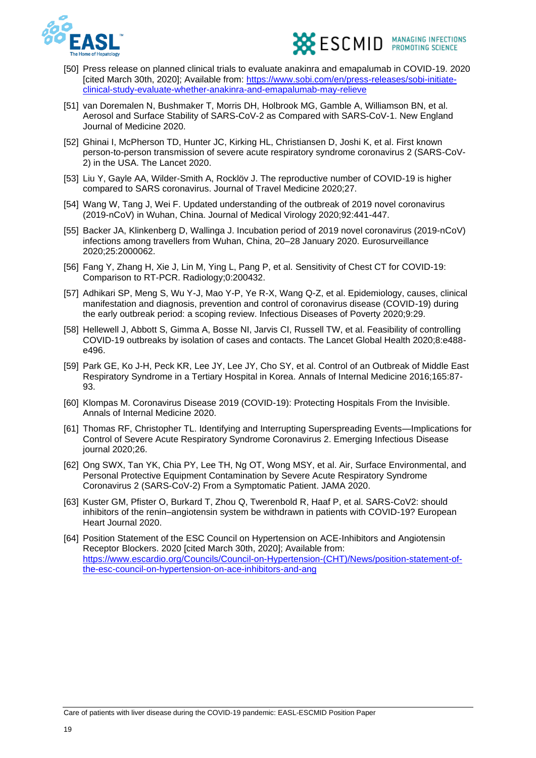[50] Press release on planned clinical trials to evaluate anakinra and emapalumab in COVID-19. 2020 [cited March 30th, 2020]; Available from: https://www.sobi.com/en/press-releases/sobi-initiate-clinical-study-evaluate-whether-anakinra-and-emapalumab-may-relieve

[51] van Doremalen N, Bushmaker T, Morris DH, Holbrook MG, Gamble A, Williamson BN, et al. Aerosol and Surface Stability of SARS-CoV-2 as Compared with SARS-CoV-1. New England Journal of Medicine 2020.

[52] Ghinai I, McPherson TD, Hunter JC, Kirking HL, Christiansen D, Joshi K, et al. First known person-to-person transmission of severe acute respiratory syndrome coronavirus 2 (SARS-CoV-2) in the USA. The Lancet 2020.

[53] Liu Y, Gayle AA, Wilder-Smith A, Rocklöv J. The reproductive number of COVID-19 is higher compared to SARS coronavirus. Journal of Travel Medicine 2020;27.

[54] Wang W, Tang J, Wei F. Updated understanding of the outbreak of 2019 novel coronavirus (2019-nCoV) in Wuhan, China. Journal of Medical Virology 2020;92:441-447.

[55] Backer JA, Klinkenberg D, Wallinga J. Incubation period of 2019 novel coronavirus (2019-nCoV) infections among travellers from Wuhan, China, 20–28 January 2020. Eurosurveillance 2020;25:2000062.

[56] Fang Y, Zhang H, Xie J, Lin M, Ying L, Pang P, et al. Sensitivity of Chest CT for COVID-19: Comparison to RT-PCR. Radiology;0:200432.

[57] Adhikari SP, Meng S, Wu Y-J, Mao Y-P, Ye R-X, Wang Q-Z, et al. Epidemiology, causes, clinical manifestation and diagnosis, prevention and control of coronavirus disease (COVID-19) during the early outbreak period: a scoping review. Infectious Diseases of Poverty 2020;9:29.

[58] Hellewell J, Abbott S, Gimma A, Bosse NI, Jarvis CI, Russell TW, et al. Feasibility of controlling COVID-19 outbreaks by isolation of cases and contacts. The Lancet Global Health 2020;8:e488-e496.

[59] Park GE, Ko J-H, Peck KR, Lee JY, Lee JY, Cho SY, et al. Control of an Outbreak of Middle East Respiratory Syndrome in a Tertiary Hospital in Korea. Annals of Internal Medicine 2016;165:87-93.

[60] Klompas M. Coronavirus Disease 2019 (COVID-19): Protecting Hospitals From the Invisible. Annals of Internal Medicine 2020.

[61] Thomas RF, Christopher TL. Identifying and Interrupting Superspreading Events—Implications for Control of Severe Acute Respiratory Syndrome Coronavirus 2. Emerging Infectious Disease journal 2020;26.

[62] Ong SWX, Tan YK, Chia PY, Lee TH, Ng OT, Wong MSY, et al. Air, Surface Environmental, and Personal Protective Equipment Contamination by Severe Acute Respiratory Syndrome Coronavirus 2 (SARS-CoV-2) From a Symptomatic Patient. JAMA 2020.

[63] Kuster GM, Pfister O, Burkard T, Zhou Q, Twerenbold R, Haaf P, et al. SARS-CoV2: should inhibitors of the renin–angiotensin system be withdrawn in patients with COVID-19? European Heart Journal 2020.

[64] Position Statement of the ESC Council on Hypertension on ACE-Inhibitors and Angiotensin Receptor Blockers. 2020 [cited March 30th, 2020]; Available from: https://www.escardio.org/Councils/Council-on-Hypertension-(CHT)/News/position-statement-of-the-esc-council-on-hypertension-on-ace-inhibitors-and-ang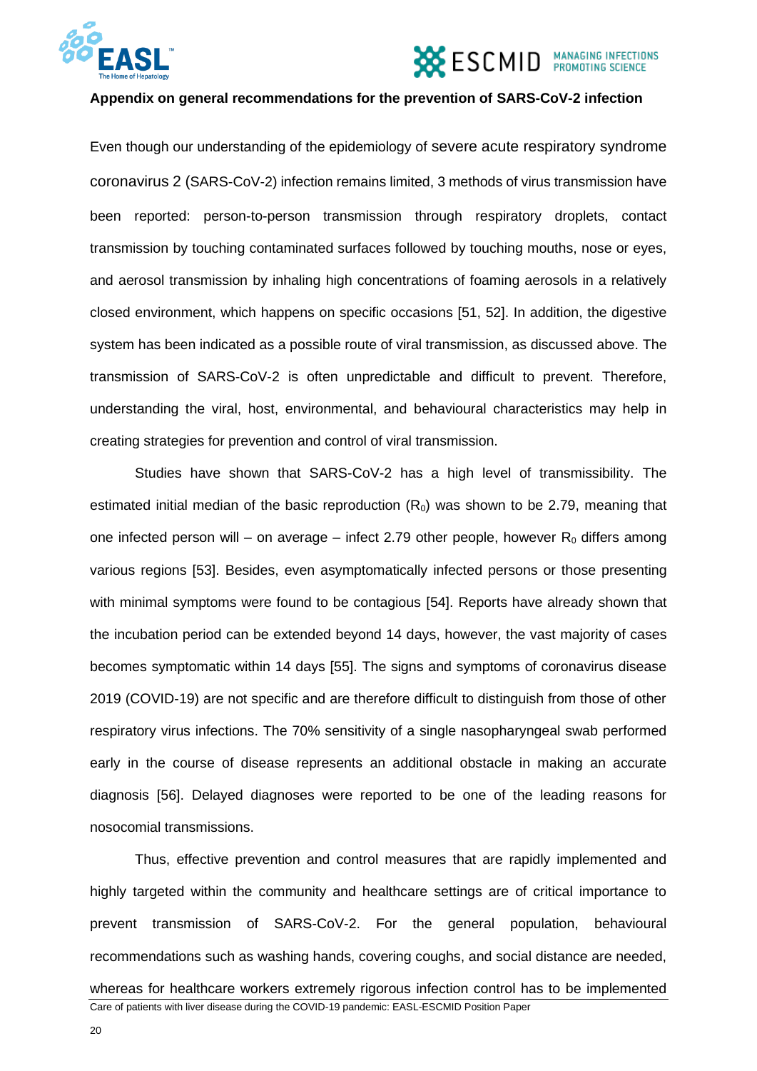**Appendix on general recommendations for the prevention of SARS-CoV-2 infection**

Even though our understanding of the epidemiology of severe acute respiratory syndrome coronavirus 2 (SARS-CoV-2) infection remains limited, 3 methods of virus transmission have been reported: person-to-person transmission through respiratory droplets, contact transmission by touching contaminated surfaces followed by touching mouths, nose or eyes, and aerosol transmission by inhaling high concentrations of foaming aerosols in a relatively closed environment, which happens on specific occasions [51, 52]. In addition, the digestive system has been indicated as a possible route of viral transmission, as discussed above. The transmission of SARS-CoV-2 is often unpredictable and difficult to prevent. Therefore, understanding the viral, host, environmental, and behavioural characteristics may help in creating strategies for prevention and control of viral transmission.

Studies have shown that SARS-CoV-2 has a high level of transmissibility. The estimated initial median of the basic reproduction ($R_0$) was shown to be 2.79, meaning that one infected person will – on average – infect 2.79 other people, however $R_0$ differs among various regions [53]. Besides, even asymptomatically infected persons or those presenting with minimal symptoms were found to be contagious [54]. Reports have already shown that the incubation period can be extended beyond 14 days, however, the vast majority of cases becomes symptomatic within 14 days [55]. The signs and symptoms of coronavirus disease 2019 (COVID-19) are not specific and are therefore difficult to distinguish from those of other respiratory virus infections. The 70% sensitivity of a single nasopharyngeal swab performed early in the course of disease represents an additional obstacle in making an accurate diagnosis [56]. Delayed diagnoses were reported to be one of the leading reasons for nosocomial transmissions.

Thus, effective prevention and control measures that are rapidly implemented and highly targeted within the community and healthcare settings are of critical importance to prevent transmission of SARS-CoV-2. For the general population, behavioural recommendations such as washing hands, covering coughs, and social distance are needed, whereas for healthcare workers extremely rigorous infection control has to be implemented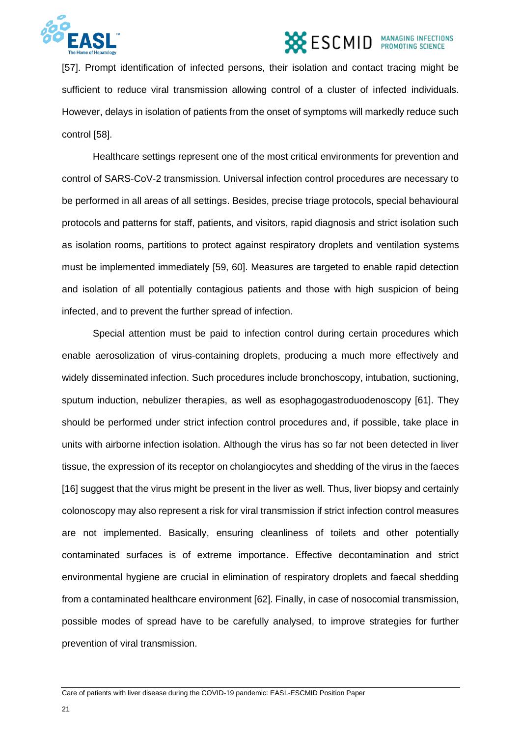[57]. Prompt identification of infected persons, their isolation and contact tracing might be sufficient to reduce viral transmission allowing control of a cluster of infected individuals. However, delays in isolation of patients from the onset of symptoms will markedly reduce such control [58].

Healthcare settings represent one of the most critical environments for prevention and control of SARS-CoV-2 transmission. Universal infection control procedures are necessary to be performed in all areas of all settings. Besides, precise triage protocols, special behavioural protocols and patterns for staff, patients, and visitors, rapid diagnosis and strict isolation such as isolation rooms, partitions to protect against respiratory droplets and ventilation systems must be implemented immediately [59, 60]. Measures are targeted to enable rapid detection and isolation of all potentially contagious patients and those with high suspicion of being infected, and to prevent the further spread of infection.

Special attention must be paid to infection control during certain procedures which enable aerosolization of virus-containing droplets, producing a much more effectively and widely disseminated infection. Such procedures include bronchoscopy, intubation, suctioning, sputum induction, nebulizer therapies, as well as esophagogastroduodenoscopy [61]. They should be performed under strict infection control procedures and, if possible, take place in units with airborne infection isolation. Although the virus has so far not been detected in liver tissue, the expression of its receptor on cholangiocytes and shedding of the virus in the faeces [16] suggest that the virus might be present in the liver as well. Thus, liver biopsy and certainly colonoscopy may also represent a risk for viral transmission if strict infection control measures are not implemented. Basically, ensuring cleanliness of toilets and other potentially contaminated surfaces is of extreme importance. Effective decontamination and strict environmental hygiene are crucial in elimination of respiratory droplets and faecal shedding from a contaminated healthcare environment [62]. Finally, in case of nosocomial transmission, possible modes of spread have to be carefully analysed, to improve strategies for further prevention of viral transmission.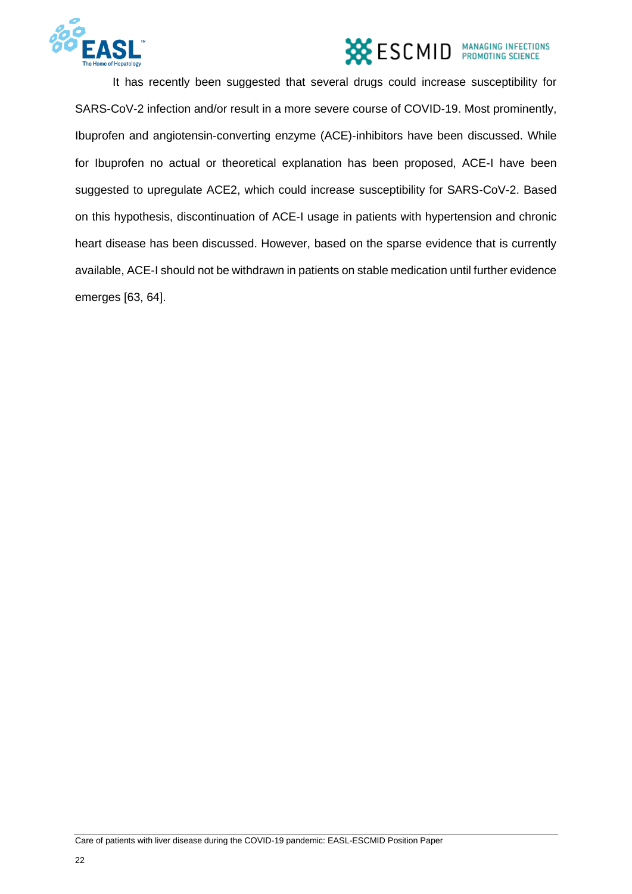It has recently been suggested that several drugs could increase susceptibility for SARS-CoV-2 infection and/or result in a more severe course of COVID-19. Most prominently, Ibuprofen and angiotensin-converting enzyme (ACE)-inhibitors have been discussed. While for Ibuprofen no actual or theoretical explanation has been proposed, ACE-I have been suggested to upregulate ACE2, which could increase susceptibility for SARS-CoV-2. Based on this hypothesis, discontinuation of ACE-I usage in patients with hypertension and chronic heart disease has been discussed. However, based on the sparse evidence that is currently available, ACE-I should not be withdrawn in patients on stable medication until further evidence emerges [63, 64].